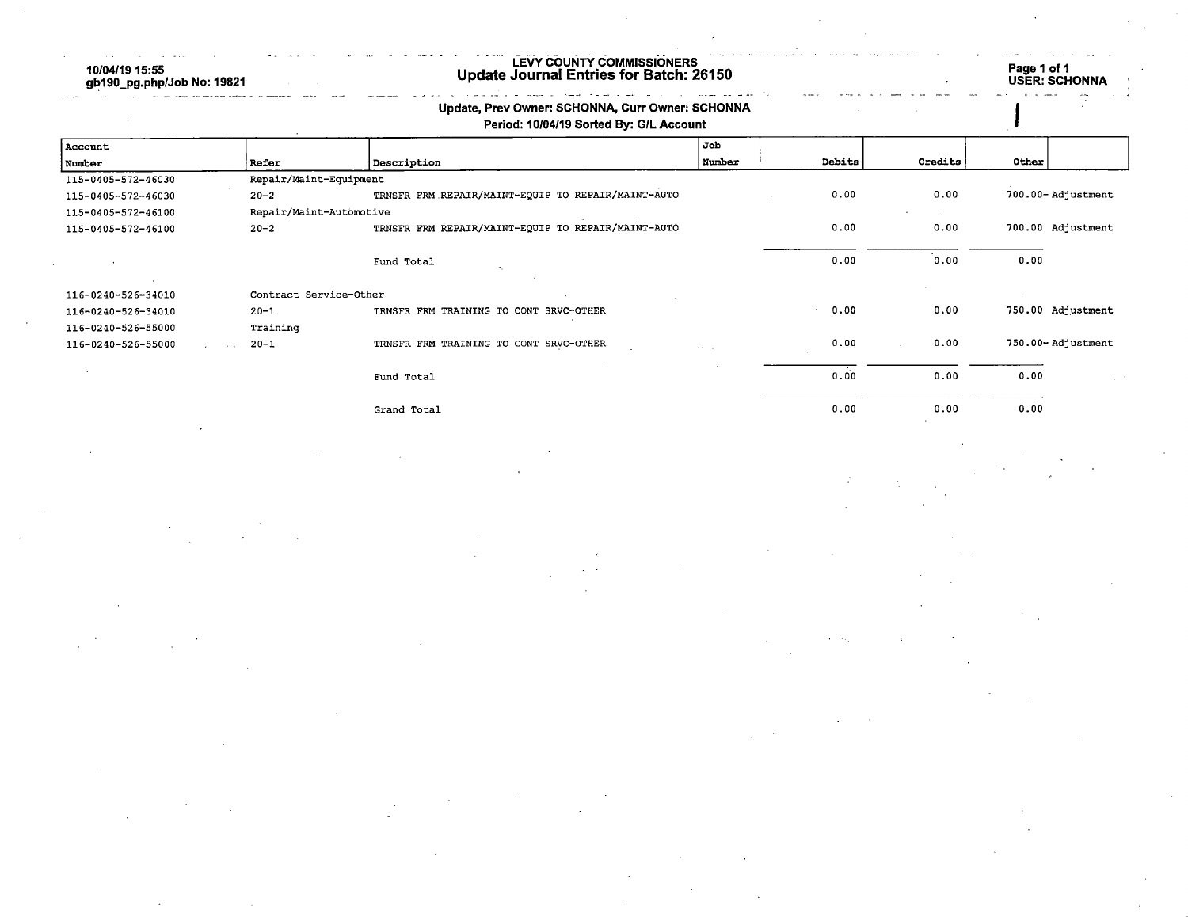10/04/19 15:55
gb190_pg.php/Job No: 19821

# LEVY COUNTY COMMISSIONERS
## Update Journal Entries for Batch: 26150

Page 1 of 1
USER: SCHONNA

**Update, Prev Owner: SCHONNA, Curr Owner: SCHONNA**
**Period: 10/04/19 Sorted By: G/L Account**

| Account Number | Refer | Description | Job Number | Debits | Credits | Other | |
|---|---|---|---|---|---|---|---|
| 115-0405-572-46030 | Repair/Maint-Equipment | | | | | | |
| 115-0405-572-46030 | 20-2 | TRNSFR FRM REPAIR/MAINT-EQUIP TO REPAIR/MAINT-AUTO | | 0.00 | 0.00 | 700.00- | Adjustment |
| 115-0405-572-46100 | Repair/Maint-Automotive | | | | | | |
| 115-0405-572-46100 | 20-2 | TRNSFR FRM REPAIR/MAINT-EQUIP TO REPAIR/MAINT-AUTO | | 0.00 | 0.00 | 700.00 | Adjustment |
| | | Fund Total | | 0.00 | 0.00 | 0.00 | |
| 116-0240-526-34010 | Contract Service-Other | | | | | | |
| 116-0240-526-34010 | 20-1 | TRNSFR FRM TRAINING TO CONT SRVC-OTHER | | 0.00 | 0.00 | 750.00 | Adjustment |
| 116-0240-526-55000 | Training | | | | | | |
| 116-0240-526-55000 | 20-1 | TRNSFR FRM TRAINING TO CONT SRVC-OTHER | | 0.00 | 0.00 | 750.00- | Adjustment |
| | | Fund Total | | 0.00 | 0.00 | 0.00 | |
| | | Grand Total | | 0.00 | 0.00 | 0.00 | |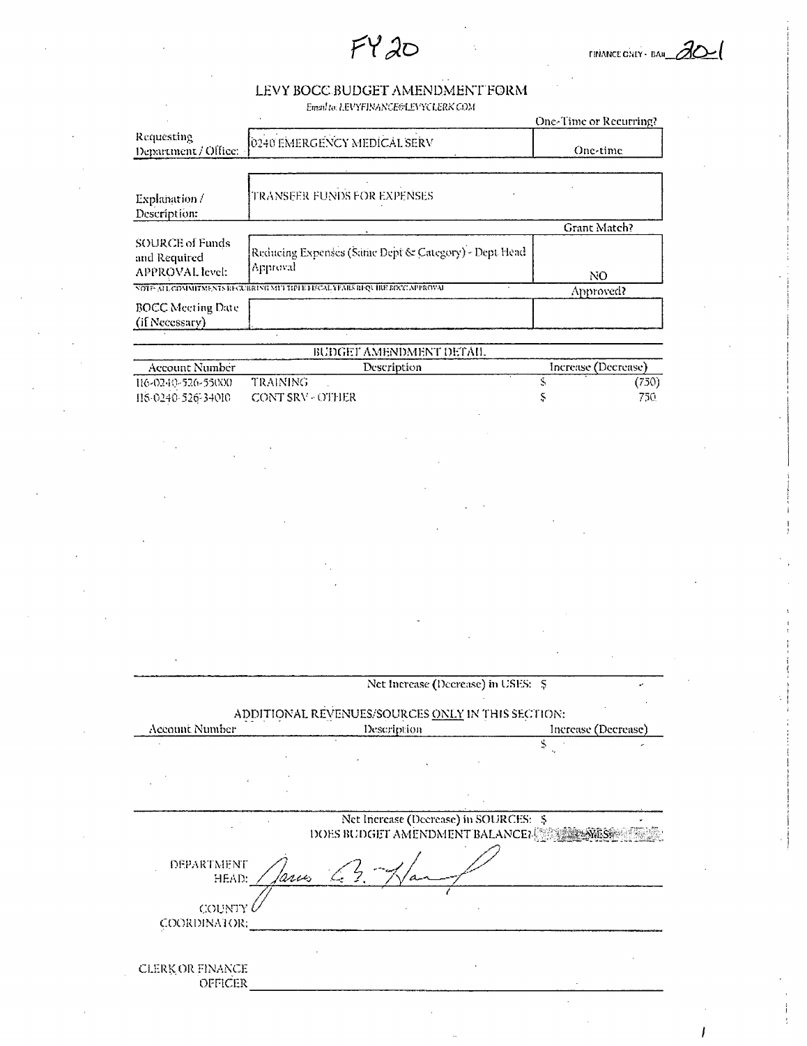FY 20

FINANCE ONLY - BA# 20-1

# LEVY BOCC BUDGET AMENDMENT FORM

*Email to: LEVYFINANCE@LEVYCLERK.COM*

| | | One-Time or Recurring? |
|---|---|---|
| Requesting Department / Office: | 0240 EMERGENCY MEDICAL SERV | One-time |
| Explanation / Description: | TRANSFER FUNDS FOR EXPENSES | |
| | | Grant Match? |
| SOURCE of Funds and Required APPROVAL level: | Reducing Expenses (Same Dept & Category) - Dept Head Approval | NO |
| NOTE: ALL COMMITMENTS RECURRING MULTIPLE FISCAL YEARS REQUIRE BOCC APPROVAL | | Approved? |
| BOCC Meeting Date (if Necessary) | | |

## BUDGET AMENDMENT DETAIL

| Account Number | Description | Increase (Decrease) |
|---|---|---|
| 116-0240-526-55000 | TRAINING | $ (750) |
| 115-0240-526-34010 | CONT SRV - OTHER | $ 750 |

Net Increase (Decrease) in USES: $ -

## ADDITIONAL REVENUES/SOURCES ONLY IN THIS SECTION:

| Account Number | Description | Increase (Decrease) |
|---|---|---|
| | | $ - |

Net Increase (Decrease) in SOURCES: $ -

DOES BUDGET AMENDMENT BALANCE? YES

DEPARTMENT HEAD: James G. Harf

COUNTY COORDINATOR: ____________________

CLERK OR FINANCE OFFICER ____________________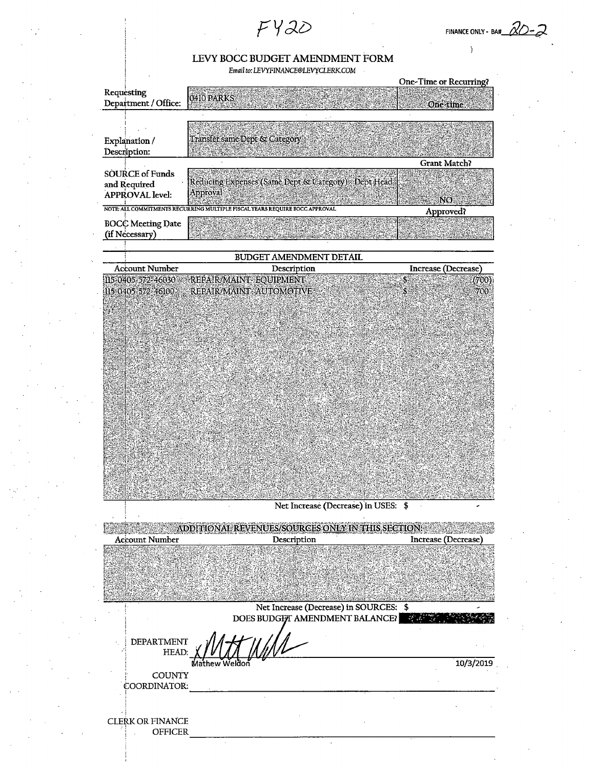FY20

FINANCE ONLY - BA# 20-2

# LEVY BOCC BUDGET AMENDMENT FORM

*Email to: LEVYFINANCE@LEVYCLERK.COM*

| | | One-Time or Recurring? |
|---|---|---|
| Requesting Department / Office: | 0410 PARKS | One-time |
| Explanation / Description: | Transfer same Dept & Category | |
| | | Grant Match? |
| SOURCE of Funds and Required APPROVAL level: | Reducing Expenses (Same Dept & Category) - Dept Head Approval | NO |
| | | Approved? |
| BOCC Meeting Date (if Necessary) | | |

NOTE: ALL COMMITMENTS RECURRING MULTIPLE FISCAL YEARS REQUIRE BOCC APPROVAL

## BUDGET AMENDMENT DETAIL

| Account Number | Description | Increase (Decrease) |
|---|---|---|
| 115-0405-572-46030 | REPAIR/MAINT - EQUIPMENT | $ (700) |
| 115-0405-572-46100 | REPAIR/MAINT - AUTOMOTIVE | $ 700 |

Net Increase (Decrease) in USES: $ -

## ADDITIONAL REVENUES/SOURCES ONLY IN THIS SECTION:

| Account Number | Description | Increase (Decrease) |
|---|---|---|
| | | |

Net Increase (Decrease) in SOURCES: $ -

DOES BUDGET AMENDMENT BALANCE?

DEPARTMENT HEAD: X Mathew Weldon 10/3/2019

COUNTY COORDINATOR: ______________________

CLERK OR FINANCE OFFICER ______________________